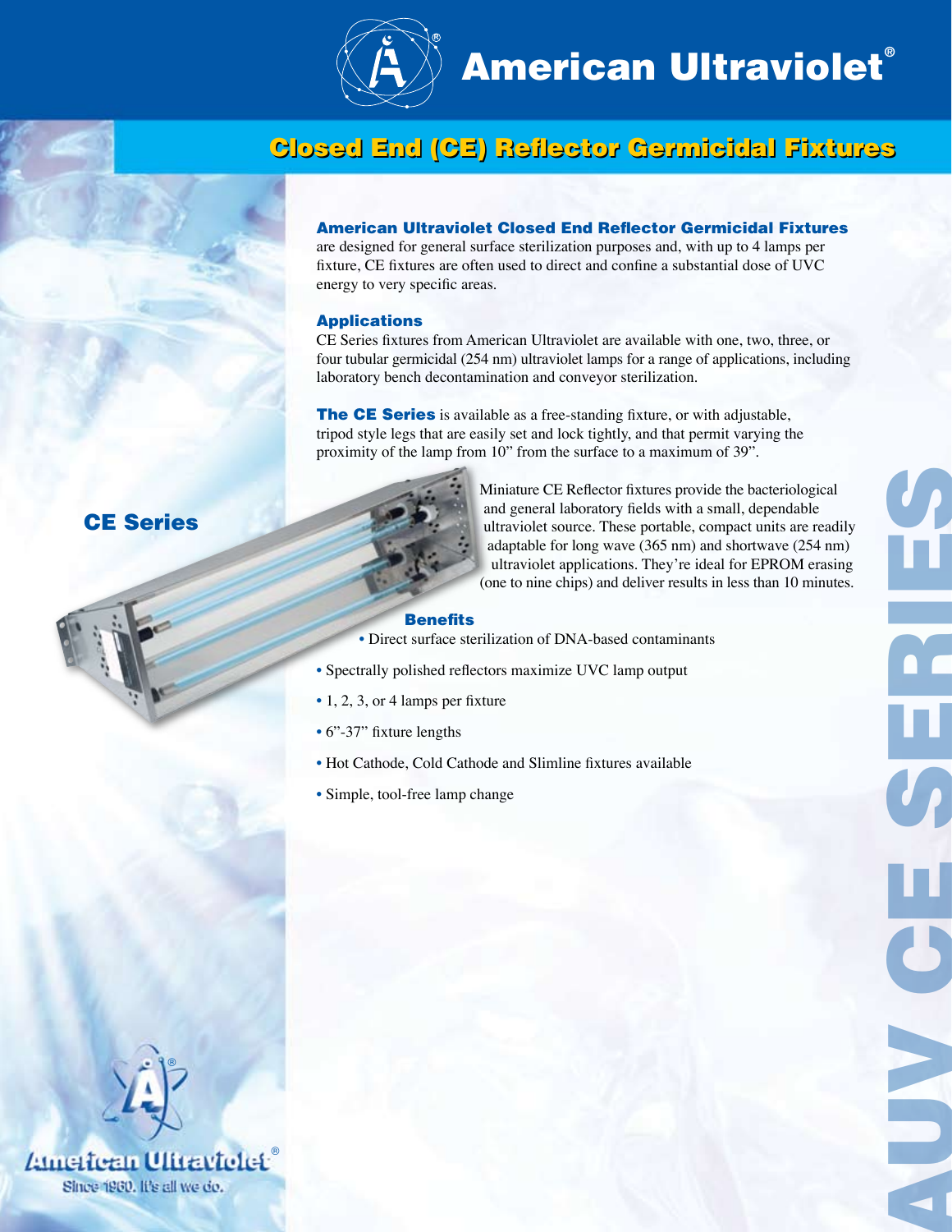# American Ultraviolet®

## Closed End (CE) Reflector Germicidal Fixtures

**American Ultraviolet Closed End Reflector Germicidal Fixtures** are designed for general surface sterilization purposes and, with up to 4 lamps per fixture, CE fixtures are often used to direct and confine a substantial dose of UVC energy to very specific areas.

### Applications

CE Series fixtures from American Ultraviolet are available with one, two, three, or four tubular germicidal (254 nm) ultraviolet lamps for a range of applications, including laboratory bench decontamination and conveyor sterilization.

**The CE Series** is available as a free-standing fixture, or with adjustable, tripod style legs that are easily set and lock tightly, and that permit varying the proximity of the lamp from 10" from the surface to a maximum of 39".

## CE Series

Miniature CE Reflector fixtures provide the bacteriological and general laboratory fields with a small, dependable ultraviolet source. These portable, compact units are readily adaptable for long wave (365 nm) and shortwave (254 nm) ultraviolet applications. They're ideal for EPROM erasing (one to nine chips) and deliver results in less than 10 minutes.

### Benefits

- Direct surface sterilization of DNA-based contaminants
- Spectrally polished reflectors maximize UVC lamp output
- 1, 2, 3, or 4 lamps per fixture
- 6"-37" fixture lengths
- Hot Cathode, Cold Cathode and Slimline fixtures available
- Simple, tool-free lamp change

AUV CE SERIES

American Ultraviolet®

Since 1960. It's all we do.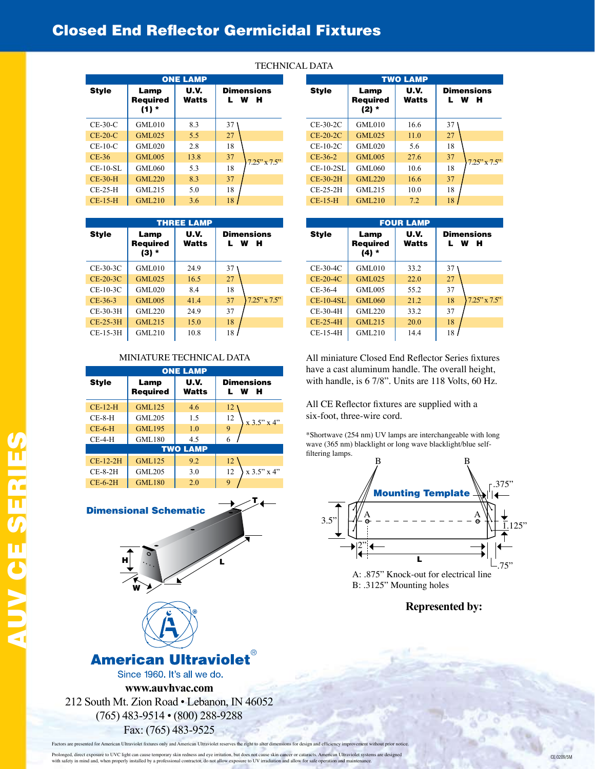# Closed End Reflector Germicidal Fixtures

TECHNICAL DATA

| ONE LAMP | | | |
|---|---|---|---|
| Style | Lamp Required (1) * | U.V. Watts | Dimensions L W H |
| CE-30-C | GML010 | 8.3 | 37 |
| CE-20-C | GML025 | 5.5 | 27 |
| CE-10-C | GML020 | 2.8 | 18 |
| CE-36 | GML005 | 13.8 | 37 x 7.25" x 7.5" |
| CE-10-SL | GML060 | 5.3 | 18 |
| CE-30-H | GML220 | 8.3 | 37 |
| CE-25-H | GML215 | 5.0 | 18 |
| CE-15-H | GML210 | 3.6 | 18 |

| TWO LAMP | | | |
|---|---|---|---|
| Style | Lamp Required (2) * | U.V. Watts | Dimensions L W H |
| CE-30-2C | GML010 | 16.6 | 37 |
| CE-20-2C | GML025 | 11.0 | 27 |
| CE-10-2C | GML020 | 5.6 | 18 |
| CE-36-2 | GML005 | 27.6 | 37 x 7.25" x 7.5" |
| CE-10-2SL | GML060 | 10.6 | 18 |
| CE-30-2H | GML220 | 16.6 | 37 |
| CE-25-2H | GML215 | 10.0 | 18 |
| CE-15-H | GML210 | 7.2 | 18 |

| THREE LAMP | | | |
|---|---|---|---|
| Style | Lamp Required (3) * | U.V. Watts | Dimensions L W H |
| CE-30-3C | GML010 | 24.9 | 37 |
| CE-20-3C | GML025 | 16.5 | 27 |
| CE-10-3C | GML020 | 8.4 | 18 |
| CE-36-3 | GML005 | 41.4 | 37 x 7.25" x 7.5" |
| CE-30-3H | GML220 | 24.9 | 37 |
| CE-25-3H | GML215 | 15.0 | 18 |
| CE-15-3H | GML210 | 10.8 | 18 |

| FOUR LAMP | | | |
|---|---|---|---|
| Style | Lamp Required (4) * | U.V. Watts | Dimensions L W H |
| CE-30-4C | GML010 | 33.2 | 37 |
| CE-20-4C | GML025 | 22.0 | 27 |
| CE-36-4 | GML005 | 55.2 | 37 |
| CE-10-4SL | GML060 | 21.2 | 18 x 7.25" x 7.5" |
| CE-30-4H | GML220 | 33.2 | 37 |
| CE-25-4H | GML215 | 20.0 | 18 |
| CE-15-4H | GML210 | 14.4 | 18 |

MINIATURE TECHNICAL DATA

| Style | Lamp Required | U.V. Watts | Dimensions L W H |
|---|---|---|---|
| ONE LAMP | | | |
| CE-12-H | GML125 | 4.6 | 12 |
| CE-8-H | GML205 | 1.5 | 12 x 3.5" x 4" |
| CE-6-H | GML195 | 1.0 | 9 |
| CE-4-H | GML180 | 4.5 | 6 |
| TWO LAMP | | | |
| CE-12-2H | GML125 | 9.2 | 12 |
| CE-8-2H | GML205 | 3.0 | 12 x 3.5" x 4" |
| CE-6-2H | GML180 | 2.0 | 9 |

All miniature Closed End Reflector Series fixtures have a cast aluminum handle. The overall height, with handle, is 6 7/8". Units are 118 Volts, 60 Hz.

All CE Reflector fixtures are supplied with a six-foot, three-wire cord.

*Shortwave (254 nm) UV lamps are interchangeable with long wave (365 nm) blacklight or long wave blacklight/blue self-filtering lamps.

**Dimensional Schematic**

T
H
W
L

**Mounting Template**

B
B
A
A
3.5"
2"
L
.375"
1.125"
.75"

A: .875" Knock-out for electrical line
B: .3125" Mounting holes

**Represented by:**

**American Ultraviolet®**
Since 1960. It's all we do.
**www.auvhvac.com**
212 South Mt. Zion Road • Lebanon, IN 46052
(765) 483-9514 • (800) 288-9288
Fax: (765) 483-9525

AUV CE SERIES

Factors are presented for American Ultraviolet fixtures only and American Ultraviolet reserves the right to alter dimensions for design and efficiency improvement without prior notice.

Prolonged, direct exposure to UVC light can cause temporary skin redness and eye irritation, but does not cause skin cancer or cataracts. American Ultraviolet systems are designed with safety in mind and, when properly installed by a professional contractor, do not allow exposure to UV irradiation and allow for safe operation and maintenance.

CE 0209/5M